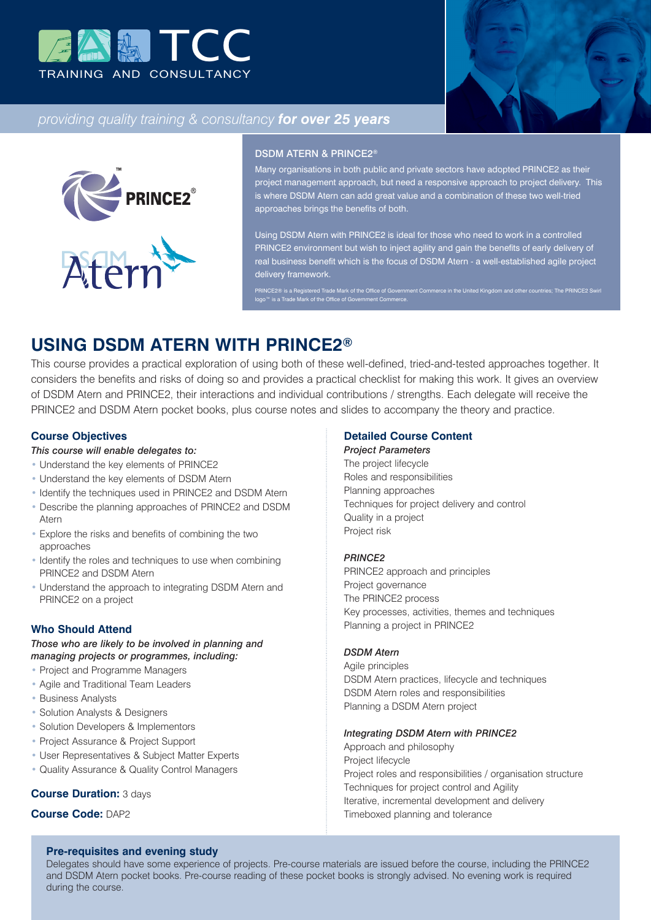TCC
TRAINING AND CONSULTANCY

*providing quality training & consultancy* ***for over 25 years***

PRINCE2®

DSDM Atern

### DSDM ATERN & PRINCE2®

Many organisations in both public and private sectors have adopted PRINCE2 as their project management approach, but need a responsive approach to project delivery. This is where DSDM Atern can add great value and a combination of these two well-tried approaches brings the benefits of both.

Using DSDM Atern with PRINCE2 is ideal for those who need to work in a controlled PRINCE2 environment but wish to inject agility and gain the benefits of early delivery of real business benefit which is the focus of DSDM Atern - a well-established agile project delivery framework.

PRINCE2® is a Registered Trade Mark of the Office of Government Commerce in the United Kingdom and other countries; The PRINCE2 Swirl logo™ is a Trade Mark of the Office of Government Commerce.

# USING DSDM ATERN WITH PRINCE2®

This course provides a practical exploration of using both of these well-defined, tried-and-tested approaches together. It considers the benefits and risks of doing so and provides a practical checklist for making this work. It gives an overview of DSDM Atern and PRINCE2, their interactions and individual contributions / strengths. Each delegate will receive the PRINCE2 and DSDM Atern pocket books, plus course notes and slides to accompany the theory and practice.

## Course Objectives

*This course will enable delegates to:*

- Understand the key elements of PRINCE2
- Understand the key elements of DSDM Atern
- Identify the techniques used in PRINCE2 and DSDM Atern
- Describe the planning approaches of PRINCE2 and DSDM Atern
- Explore the risks and benefits of combining the two approaches
- Identify the roles and techniques to use when combining PRINCE2 and DSDM Atern
- Understand the approach to integrating DSDM Atern and PRINCE2 on a project

## Who Should Attend

*Those who are likely to be involved in planning and managing projects or programmes, including:*

- Project and Programme Managers
- Agile and Traditional Team Leaders
- Business Analysts
- Solution Analysts & Designers
- Solution Developers & Implementors
- Project Assurance & Project Support
- User Representatives & Subject Matter Experts
- Quality Assurance & Quality Control Managers

**Course Duration:** 3 days

**Course Code:** DAP2

## Detailed Course Content

*Project Parameters*

The project lifecycle
Roles and responsibilities
Planning approaches
Techniques for project delivery and control
Quality in a project
Project risk

*PRINCE2*

PRINCE2 approach and principles
Project governance
The PRINCE2 process
Key processes, activities, themes and techniques
Planning a project in PRINCE2

*DSDM Atern*

Agile principles
DSDM Atern practices, lifecycle and techniques
DSDM Atern roles and responsibilities
Planning a DSDM Atern project

*Integrating DSDM Atern with PRINCE2*

Approach and philosophy
Project lifecycle
Project roles and responsibilities / organisation structure
Techniques for project control and Agility
Iterative, incremental development and delivery
Timeboxed planning and tolerance

## Pre-requisites and evening study

Delegates should have some experience of projects. Pre-course materials are issued before the course, including the PRINCE2 and DSDM Atern pocket books. Pre-course reading of these pocket books is strongly advised. No evening work is required during the course.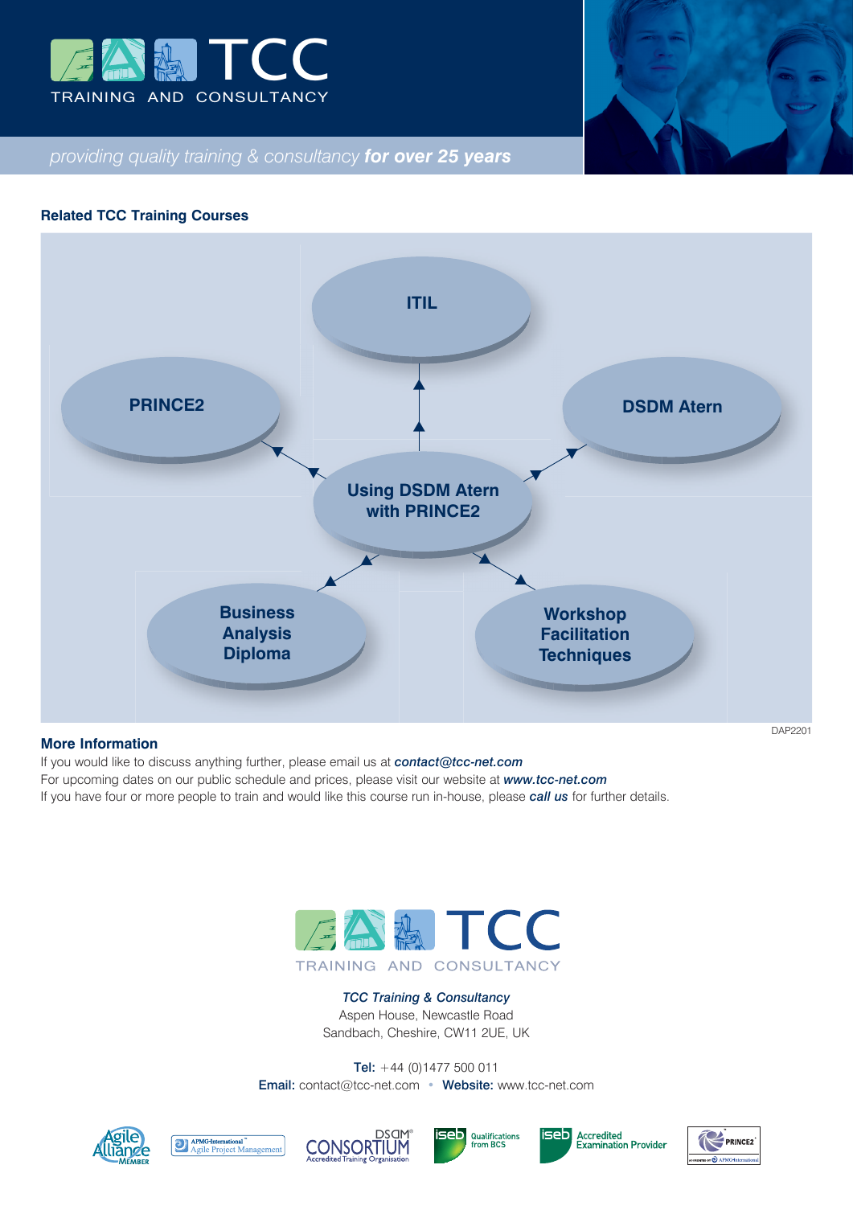TCC

TRAINING AND CONSULTANCY

*providing quality training & consultancy* ***for over 25 years***

## Related TCC Training Courses

ITIL

PRINCE2

DSDM Atern

Using DSDM Atern with PRINCE2

Business Analysis Diploma

Workshop Facilitation Techniques

DAP2201

## More Information

If you would like to discuss anything further, please email us at ***contact@tcc-net.com***
For upcoming dates on our public schedule and prices, please visit our website at ***www.tcc-net.com***
If you have four or more people to train and would like this course run in-house, please ***call us*** for further details.

TCC

TRAINING AND CONSULTANCY

***TCC Training & Consultancy***
Aspen House, Newcastle Road
Sandbach, Cheshire, CW11 2UE, UK

**Tel:** +44 (0)1477 500 011
**Email:** contact@tcc-net.com • **Website:** www.tcc-net.com

Agile Alliance Member • APMG-International Agile Project Management • DSDM Consortium Accredited Training Organisation • iseb Qualifications from BCS • iseb Accredited Examination Provider • PRINCE2 Accredited by APMG-International